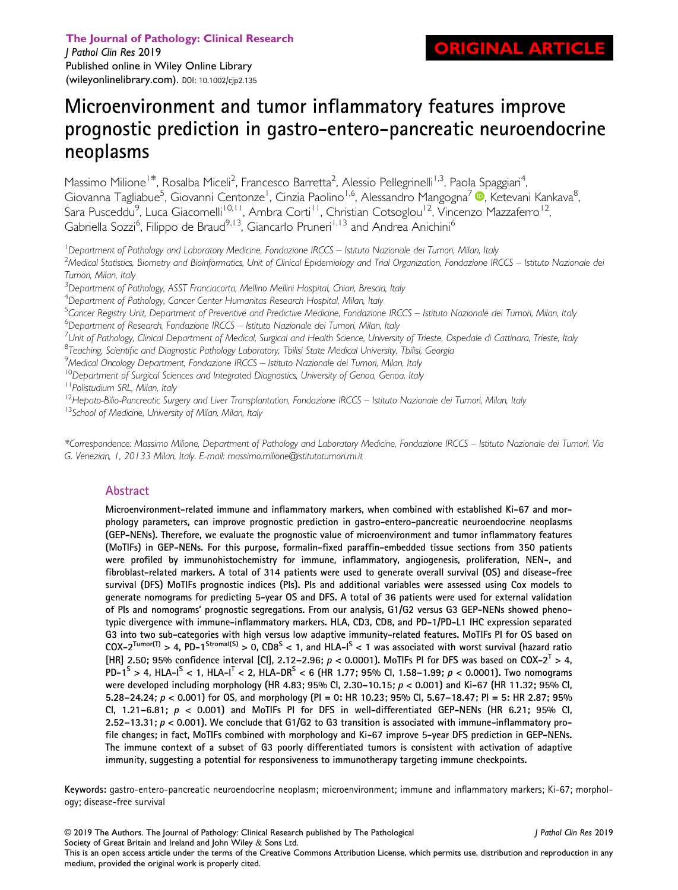The Journal of Pathology: Clinical Research

*J Pathol Clin Res* 2019

Published online in Wiley Online Library (wileyonlinelibrary.com). DOI: 10.1002/cjp2.135

**ORIGINAL ARTICLE**

# Microenvironment and tumor inflammatory features improve prognostic prediction in gastro-entero-pancreatic neuroendocrine neoplasms

Massimo Milione[1]*, Rosalba Miceli[2], Francesco Barretta[2], Alessio Pellegrinelli[1,3], Paola Spaggiari[4], Giovanna Tagliabue[5], Giovanni Centonze[1], Cinzia Paolino[1,6], Alessandro Mangogna[7], Ketevani Kankava[8], Sara Pusceddu[9], Luca Giacomelli[10,11], Ambra Corti[11], Christian Cotsoglou[12], Vincenzo Mazzaferro[12], Gabriella Sozzi[6], Filippo de Braud[9,13], Giancarlo Pruneri[1,13] and Andrea Anichini[6]

[1]*Department of Pathology and Laboratory Medicine, Fondazione IRCCS – Istituto Nazionale dei Tumori, Milan, Italy*

[2]*Medical Statistics, Biometry and Bioinformatics, Unit of Clinical Epidemiology and Trial Organization, Fondazione IRCCS – Istituto Nazionale dei Tumori, Milan, Italy*

[3]*Department of Pathology, ASST Franciacorta, Mellino Mellini Hospital, Chiari, Brescia, Italy*

[4]*Department of Pathology, Cancer Center Humanitas Research Hospital, Milan, Italy*

[5]*Cancer Registry Unit, Department of Preventive and Predictive Medicine, Fondazione IRCCS – Istituto Nazionale dei Tumori, Milan, Italy*

[6]*Department of Research, Fondazione IRCCS – Istituto Nazionale dei Tumori, Milan, Italy*

[7]*Unit of Pathology, Clinical Department of Medical, Surgical and Health Science, University of Trieste, Ospedale di Cattinara, Trieste, Italy*

[8]*Teaching, Scientific and Diagnostic Pathology Laboratory, Tbilisi State Medical University, Tbilisi, Georgia*

[9]*Medical Oncology Department, Fondazione IRCCS – Istituto Nazionale dei Tumori, Milan, Italy*

[10]*Department of Surgical Sciences and Integrated Diagnostics, University of Genoa, Genoa, Italy*

[11]*Polistudium SRL, Milan, Italy*

[12]*Hepato-Bilio-Pancreatic Surgery and Liver Transplantation, Fondazione IRCCS – Istituto Nazionale dei Tumori, Milan, Italy*

[13]*School of Medicine, University of Milan, Milan, Italy*

*\*Correspondence: Massimo Milione, Department of Pathology and Laboratory Medicine, Fondazione IRCCS – Istituto Nazionale dei Tumori, Via G. Venezian, 1, 20133 Milan, Italy. E-mail: massimo.milione@istitutotumori.mi.it*

## Abstract

**Microenvironment-related immune and inflammatory markers, when combined with established Ki-67 and morphology parameters, can improve prognostic prediction in gastro-entero-pancreatic neuroendocrine neoplasms (GEP-NENs). Therefore, we evaluated the prognostic value of microenvironment and tumor inflammatory features (MoTIFs) in GEP-NENs. For this purpose, formalin-fixed paraffin-embedded tissue sections from 350 patients were profiled by immunohistochemistry for immune, inflammatory, angiogenesis, proliferation, NEN-, and fibroblast-related markers. A total of 314 patients were used to generate overall survival (OS) and disease-free survival (DFS) MoTIFs prognostic indices (PIs). PIs and additional variables were assessed using Cox models to generate nomograms for predicting 5-year OS and DFS. A total of 36 patients were used for external validation of PIs and nomograms' prognostic segregations. From our analysis, G1/G2 versus G3 GEP-NENs showed phenotypic divergence with immune-inflammatory markers. HLA, CD3, CD8, and PD-1/PD-L1 IHC expression separated G3 into two sub-categories with high versus low adaptive immunity-related features. MoTIFs PI for OS based on COX-2$^{Tumor(T)}$ > 4, PD-1$^{Stromal(S)}$ > 0, CD8$^{S}$ < 1, and HLA-I$^{S}$ < 1 was associated with worst survival (hazard ratio [HR] 2.50; 95% confidence interval [CI], 2.12–2.96; $p$ < 0.0001). MoTIFs PI for DFS was based on COX-2$^{T}$ > 4, PD-1$^{S}$ > 4, HLA-I$^{S}$ < 1, HLA-I$^{T}$ < 2, HLA-DR$^{S}$ < 6 (HR 1.77; 95% CI, 1.58–1.99; $p$ < 0.0001). Two nomograms were developed including morphology (HR 4.83; 95% CI, 2.30–10.15; $p$ < 0.001) and Ki-67 (HR 11.32; 95% CI, 5.28–24.24; $p$ < 0.001) for OS, and morphology (PI = 0: HR 10.23; 95% CI, 5.67–18.47; PI = 5: HR 2.87; 95% CI, 1.21–6.81; $p$ < 0.001) and MoTIFs PI for DFS in well-differentiated GEP-NENs (HR 6.21; 95% CI, 2.52–13.31; $p$ < 0.001). We conclude that G1/G2 to G3 transition is associated with immune-inflammatory profile changes; in fact, MoTIFs combined with morphology and Ki-67 improve 5-year DFS prediction in GEP-NENs. The immune context of a subset of G3 poorly differentiated tumors is consistent with activation of adaptive immunity, suggesting a potential for responsiveness to immunotherapy targeting immune checkpoints.**

**Keywords:** gastro-entero-pancreatic neuroendocrine neoplasm; microenvironment; immune and inflammatory markers; Ki-67; morphology; disease-free survival

© 2019 The Authors. The Journal of Pathology: Clinical Research published by The Pathological Society of Great Britain and Ireland and John Wiley & Sons Ltd.

This is an open access article under the terms of the Creative Commons Attribution License, which permits use, distribution and reproduction in any medium, provided the original work is properly cited.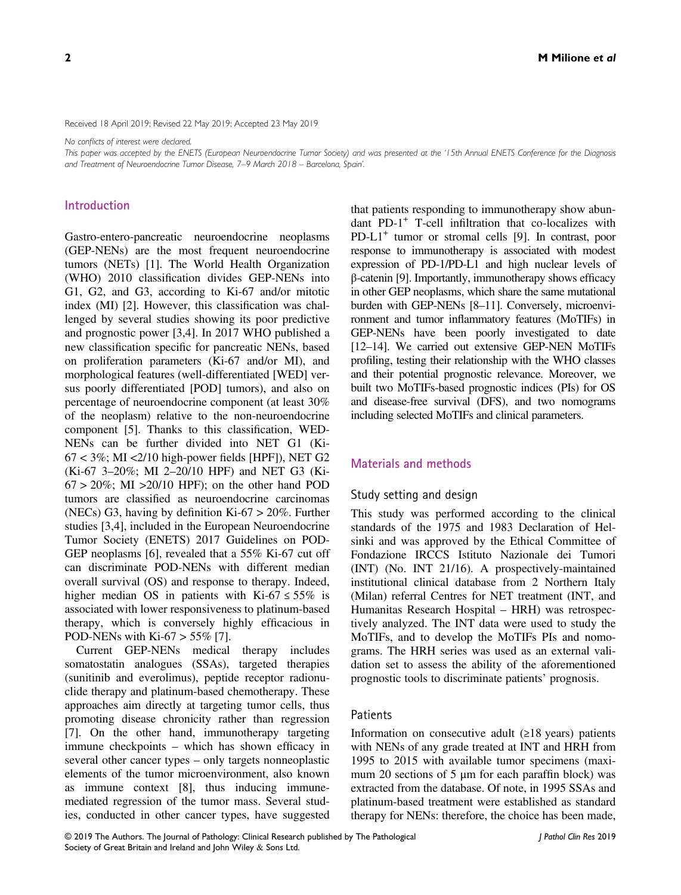Received 18 April 2019; Revised 22 May 2019; Accepted 23 May 2019

*No conflicts of interest were declared.*

*This paper was accepted by the ENETS (European Neuroendocrine Tumor Society) and was presented at the '15th Annual ENETS Conference for the Diagnosis and Treatment of Neuroendocrine Tumor Disease, 7–9 March 2018 – Barcelona, Spain'.*

## Introduction

Gastro-entero-pancreatic neuroendocrine neoplasms (GEP-NENs) are the most frequent neuroendocrine tumors (NETs) [1]. The World Health Organization (WHO) 2010 classification divides GEP-NENs into G1, G2, and G3, according to Ki-67 and/or mitotic index (MI) [2]. However, this classification was challenged by several studies showing its poor predictive and prognostic power [3,4]. In 2017 WHO published a new classification specific for pancreatic NENs, based on proliferation parameters (Ki-67 and/or MI), and morphological features (well-differentiated [WED] versus poorly differentiated [POD] tumors), and also on percentage of neuroendocrine component (at least 30% of the neoplasm) relative to the non-neuroendocrine component [5]. Thanks to this classification, WED-NENs can be further divided into NET G1 (Ki-67 < 3%; MI <2/10 high-power fields [HPF]), NET G2 (Ki-67 3–20%; MI 2–20/10 HPF) and NET G3 (Ki-67 > 20%; MI >20/10 HPF); on the other hand POD tumors are classified as neuroendocrine carcinomas (NECs) G3, having by definition Ki-67 > 20%. Further studies [3,4], included in the European Neuroendocrine Tumor Society (ENETS) 2017 Guidelines on POD-GEP neoplasms [6], revealed that a 55% Ki-67 cut off can discriminate POD-NENs with different median overall survival (OS) and response to therapy. Indeed, higher median OS in patients with Ki-67 ≤ 55% is associated with lower responsiveness to platinum-based therapy, which is conversely highly efficacious in POD-NENs with Ki-67 > 55% [7].

Current GEP-NENs medical therapy includes somatostatin analogues (SSAs), targeted therapies (sunitinib and everolimus), peptide receptor radionuclide therapy and platinum-based chemotherapy. These approaches aim directly at targeting tumor cells, thus promoting disease chronicity rather than regression [7]. On the other hand, immunotherapy targeting immune checkpoints – which has shown efficacy in several other cancer types – only targets nonneoplastic elements of the tumor microenvironment, also known as immune context [8], thus inducing immune-mediated regression of the tumor mass. Several studies, conducted in other cancer types, have suggested that patients responding to immunotherapy show abundant PD-1$^+$ T-cell infiltration that co-localizes with PD-L1$^+$ tumor or stromal cells [9]. In contrast, poor response to immunotherapy is associated with modest expression of PD-1/PD-L1 and high nuclear levels of β-catenin [9]. Importantly, immunotherapy shows efficacy in other GEP neoplasms, which share the same mutational burden with GEP-NENs [8–11]. Conversely, microenvironment and tumor inflammatory features (MoTIFs) in GEP-NENs have been poorly investigated to date [12–14]. We carried out extensive GEP-NEN MoTIFs profiling, testing their relationship with the WHO classes and their potential prognostic relevance. Moreover, we built two MoTIFs-based prognostic indices (PIs) for OS and disease-free survival (DFS), and two nomograms including selected MoTIFs and clinical parameters.

## Materials and methods

### Study setting and design

This study was performed according to the clinical standards of the 1975 and 1983 Declaration of Helsinki and was approved by the Ethical Committee of Fondazione IRCCS Istituto Nazionale dei Tumori (INT) (No. INT 21/16). A prospectively-maintained institutional clinical database from 2 Northern Italy (Milan) referral Centres for NET treatment (INT, and Humanitas Research Hospital – HRH) was retrospectively analyzed. The INT data were used to study the MoTIFs, and to develop the MoTIFs PIs and nomograms. The HRH series was used as an external validation set to assess the ability of the aforementioned prognostic tools to discriminate patients' prognosis.

### Patients

Information on consecutive adult (≥18 years) patients with NENs of any grade treated at INT and HRH from 1995 to 2015 with available tumor specimens (maximum 20 sections of 5 μm for each paraffin block) was extracted from the database. Of note, in 1995 SSAs and platinum-based treatment were established as standard therapy for NENs: therefore, the choice has been made,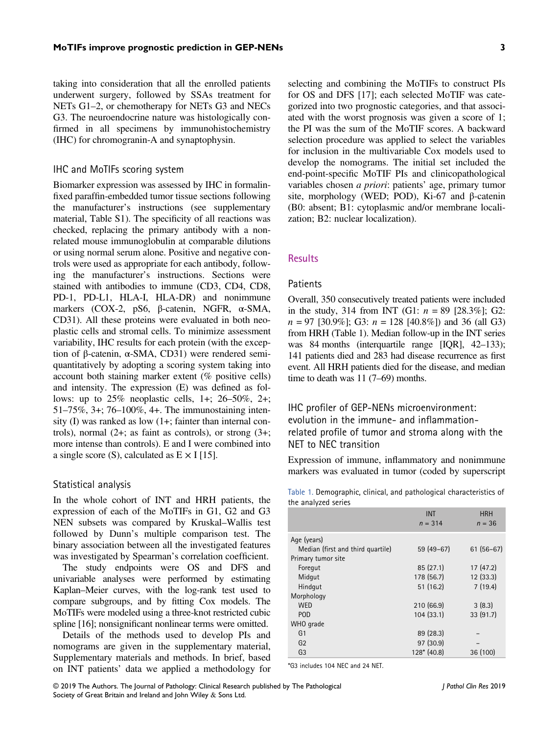taking into consideration that all the enrolled patients underwent surgery, followed by SSAs treatment for NETs G1–2, or chemotherapy for NETs G3 and NECs G3. The neuroendocrine nature was histologically confirmed in all specimens by immunohistochemistry (IHC) for chromogranin-A and synaptophysin.

### IHC and MoTIFs scoring system

Biomarker expression was assessed by IHC in formalin-fixed paraffin-embedded tumor tissue sections following the manufacturer's instructions (see supplementary material, Table S1). The specificity of all reactions was checked, replacing the primary antibody with a non-related mouse immunoglobulin at comparable dilutions or using normal serum alone. Positive and negative controls were used as appropriate for each antibody, following the manufacturer's instructions. Sections were stained with antibodies to immune (CD3, CD4, CD8, PD-1, PD-L1, HLA-I, HLA-DR) and nonimmune markers (COX-2, pS6, β-catenin, NGFR, α-SMA, CD31). All these proteins were evaluated in both neoplastic cells and stromal cells. To minimize assessment variability, IHC results for each protein (with the exception of β-catenin, α-SMA, CD31) were rendered semi-quantitatively by adopting a scoring system taking into account both staining marker extent (% positive cells) and intensity. The expression (E) was defined as follows: up to 25% neoplastic cells, 1+; 26–50%, 2+; 51–75%, 3+; 76–100%, 4+. The immunostaining intensity (I) was ranked as low (1+; fainter than internal controls), normal (2+; as faint as controls), or strong (3+; more intense than controls). E and I were combined into a single score (S), calculated as E × I [15].

### Statistical analysis

In the whole cohort of INT and HRH patients, the expression of each of the MoTIFs in G1, G2 and G3 NEN subsets was compared by Kruskal–Wallis test followed by Dunn's multiple comparison test. The binary association between all the investigated features was investigated by Spearman's correlation coefficient.

The study endpoints were OS and DFS and univariable analyses were performed by estimating Kaplan–Meier curves, with the log-rank test used to compare subgroups, and by fitting Cox models. The MoTIFs were modeled using a three-knot restricted cubic spline [16]; nonsignificant nonlinear terms were omitted.

Details of the methods used to develop PIs and nomograms are given in the supplementary material, Supplementary materials and methods. In brief, based on INT patients' data we applied a methodology for selecting and combining the MoTIFs to construct PIs for OS and DFS [17]; each selected MoTIF was categorized into two prognostic categories, and that associated with the worst prognosis was given a score of 1; the PI was the sum of the MoTIF scores. A backward selection procedure was applied to select the variables for inclusion in the multivariable Cox models used to develop the nomograms. The initial set included the end-point-specific MoTIF PIs and clinicopathological variables chosen *a priori*: patients' age, primary tumor site, morphology (WED; POD), Ki-67 and β-catenin (B0: absent; B1: cytoplasmic and/or membrane localization; B2: nuclear localization).

## Results

### Patients

Overall, 350 consecutively treated patients were included in the study, 314 from INT (G1: $n$ = 89 [28.3%]; G2: $n$ = 97 [30.9%]; G3: $n$ = 128 [40.8%]) and 36 (all G3) from HRH (Table 1). Median follow-up in the INT series was 84 months (interquartile range [IQR], 42–133); 141 patients died and 283 had disease recurrence as first event. All HRH patients died for the disease, and median time to death was 11 (7–69) months.

### IHC profiler of GEP-NENs microenvironment: evolution in the immune- and inflammation-related profile of tumor and stroma along with the NET to NEC transition

Expression of immune, inflammatory and nonimmune markers was evaluated in tumor (coded by superscript

Table 1. Demographic, clinical, and pathological characteristics of the analyzed series

| | INT $n$ = 314 | HRH $n$ = 36 |
|---|---|---|
| Age (years) | | |
| Median (first and third quartile) | 59 (49–67) | 61 (56–67) |
| Primary tumor site | | |
| Foregut | 85 (27.1) | 17 (47.2) |
| Midgut | 178 (56.7) | 12 (33.3) |
| Hindgut | 51 (16.2) | 7 (19.4) |
| Morphology | | |
| WED | 210 (66.9) | 3 (8.3) |
| POD | 104 (33.1) | 33 (91.7) |
| WHO grade | | |
| G1 | 89 (28.3) | – |
| G2 | 97 (30.9) | – |
| G3 | 128* (40.8) | 36 (100) |

*G3 includes 104 NEC and 24 NET.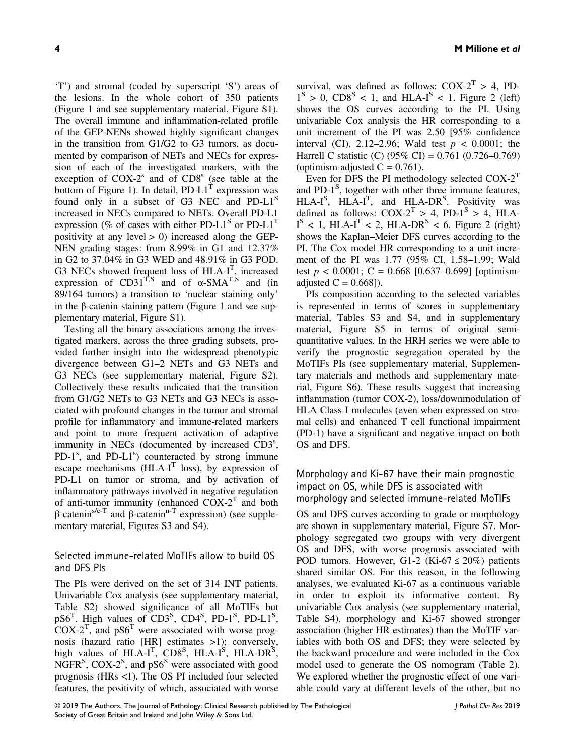'T') and stromal (coded by superscript 'S') areas of the lesions. In the whole cohort of 350 patients (Figure 1 and see supplementary material, Figure S1). The overall immune and inflammation-related profile of the GEP-NENs showed highly significant changes in the transition from G1/G2 to G3 tumors, as documented by comparison of NETs and NECs for expression of each of the investigated markers, with the exception of COX-$2^s$ and of $CD8^s$ (see table at the bottom of Figure 1). In detail, PD-$L1^T$ expression was found only in a subset of G3 NEC and PD-$L1^S$ increased in NECs compared to NETs. Overall PD-L1 expression (% of cases with either PD-$L1^S$ or PD-$L1^T$ positivity at any level > 0) increased along the GEP-NEN grading stages: from 8.99% in G1 and 12.37% in G2 to 37.04% in G3 WED and 48.91% in G3 POD. G3 NECs showed frequent loss of HLA-$I^T$, increased expression of $CD31^{T,S}$ and of α-$SMA^{T,S}$ and (in 89/164 tumors) a transition to 'nuclear staining only' in the β-catenin staining pattern (Figure 1 and see supplementary material, Figure S1).

Testing all the binary associations among the investigated markers, across the three grading subsets, provided further insight into the widespread phenotypic divergence between G1–2 NETs and G3 NETs and G3 NECs (see supplementary material, Figure S2). Collectively these results indicated that the transition from G1/G2 NETs to G3 NETs and G3 NECs is associated with profound changes in the tumor and stromal profile for inflammatory and immune-related markers and point to more frequent activation of adaptive immunity in NECs (documented by increased $CD3^s$, PD-$1^s$, and PD-$L1^s$) counteracted by strong immune escape mechanisms (HLA-$I^T$ loss), by expression of PD-L1 on tumor or stroma, and by activation of inflammatory pathways involved in negative regulation of anti-tumor immunity (enhanced COX-$2^T$ and both β-$catenin^{s/c\text{-}T}$ and β-$catenin^{n\text{-}T}$ expression) (see supplementary material, Figures S3 and S4).

## Selected immune-related MoTIFs allow to build OS and DFS PIs

The PIs were derived on the set of 314 INT patients. Univariable Cox analysis (see supplementary material, Table S2) showed significance of all MoTIFs but $pS6^T$. High values of $CD3^S$, $CD4^S$, PD-$1^S$, PD-$L1^S$, COX-$2^T$, and $pS6^T$ were associated with worse prognosis (hazard ratio [HR] estimates >1); conversely, high values of HLA-$I^T$, $CD8^S$, HLA-$I^S$, HLA-$DR^S$, $NGFR^S$, COX-$2^S$, and $pS6^S$ were associated with good prognosis (HRs <1). The OS PI included four selected features, the positivity of which, associated with worse survival, was defined as follows: COX-$2^T > 4$, PD-$1^S > 0$, $CD8^S < 1$, and HLA-$I^S < 1$. Figure 2 (left) shows the OS curves according to the PI. Using univariable Cox analysis the HR corresponding to a unit increment of the PI was 2.50 [95% confidence interval (CI), 2.12–2.96; Wald test $p < 0.0001$; the Harrell C statistic (C) (95% CI) = 0.761 (0.726–0.769) (optimism-adjusted C = 0.761).

Even for DFS the PI methodology selected COX-$2^T$ and PD-$1^S$, together with other three immune features, HLA-$I^S$, HLA-$I^T$, and HLA-$DR^S$. Positivity was defined as follows: COX-$2^T > 4$, PD-$1^S > 4$, HLA-$I^S < 1$, HLA-$I^T < 2$, HLA-$DR^S < 6$. Figure 2 (right) shows the Kaplan–Meier DFS curves according to the PI. The Cox model HR corresponding to a unit increment of the PI was 1.77 (95% CI, 1.58–1.99; Wald test $p < 0.0001$; C = 0.668 [0.637–0.699] [optimism-adjusted C = 0.668]).

PIs composition according to the selected variables is represented in terms of scores in supplementary material, Tables S3 and S4, and in supplementary material, Figure S5 in terms of original semi-quantitative values. In the HRH series we were able to verify the prognostic segregation operated by the MoTIFs PIs (see supplementary material, Supplementary materials and methods and supplementary material, Figure S6). These results suggest that increasing inflammation (tumor COX-2), loss/downmodulation of HLA Class I molecules (even when expressed on stromal cells) and enhanced T cell functional impairment (PD-1) have a significant and negative impact on both OS and DFS.

## Morphology and Ki-67 have their main prognostic impact on OS, while DFS is associated with morphology and selected immune-related MoTIFs

OS and DFS curves according to grade or morphology are shown in supplementary material, Figure S7. Morphology segregated two groups with very divergent OS and DFS, with worse prognosis associated with POD tumors. However, G1-2 (Ki-67 ≤ 20%) patients shared similar OS. For this reason, in the following analyses, we evaluated Ki-67 as a continuous variable in order to exploit its informative content. By univariable Cox analysis (see supplementary material, Table S4), morphology and Ki-67 showed stronger association (higher HR estimates) than the MoTIF variables with both OS and DFS; they were selected by the backward procedure and were included in the Cox model used to generate the OS nomogram (Table 2). We explored whether the prognostic effect of one variable could vary at different levels of the other, but no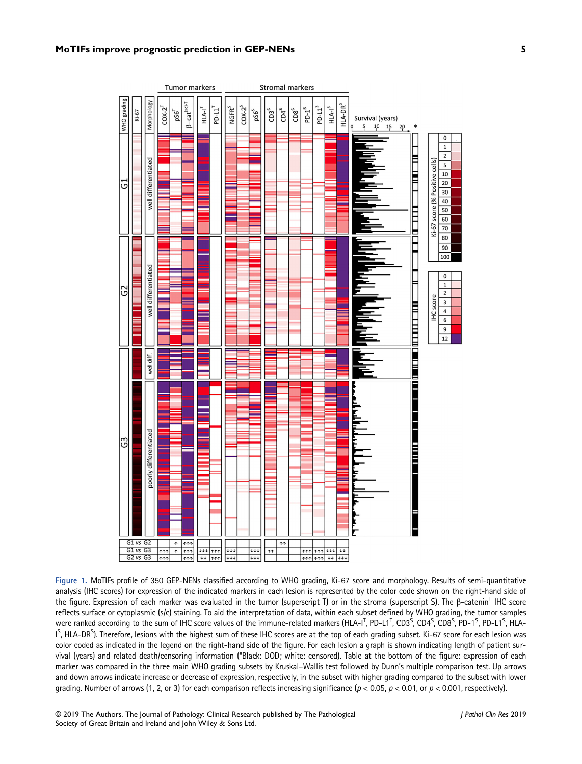Figure 1. MoTIFs profile of 350 GEP-NENs classified according to WHO grading, Ki-67 score and morphology. Results of semi-quantitative analysis (IHC scores) for expression of the indicated markers in each lesion is represented by the color code shown on the right-hand side of the figure. Expression of each marker was evaluated in the tumor (superscript T) or in the stroma (superscript S). The β-catenin$^{T}$ IHC score reflects surface or cytoplasmic (s/c) staining. To aid the interpretation of data, within each subset defined by WHO grading, the tumor samples were ranked according to the sum of IHC score values of the immune-related markers (HLA-I$^{T}$, PD-L1$^{T}$, CD3$^{S}$, CD4$^{S}$, CD8$^{S}$, PD-1$^{S}$, PD-L1$^{S}$, HLA-I$^{S}$, HLA-DR$^{S}$). Therefore, lesions with the highest sum of these IHC scores are at the top of each grading subset. Ki-67 score for each lesion was color coded as indicated in the legend on the right-hand side of the figure. For each lesion a graph is shown indicating length of patient survival (years) and related death/censoring information (*Black: DOD; white: censored). Table at the bottom of the figure: expression of each marker was compared in the three main WHO grading subsets by Kruskal–Wallis test followed by Dunn's multiple comparison test. Up arrows and down arrows indicate increase or decrease of expression, respectively, in the subset with higher grading compared to the subset with lower grading. Number of arrows (1, 2, or 3) for each comparison reflects increasing significance ($p < 0.05$, $p < 0.01$, or $p < 0.001$, respectively).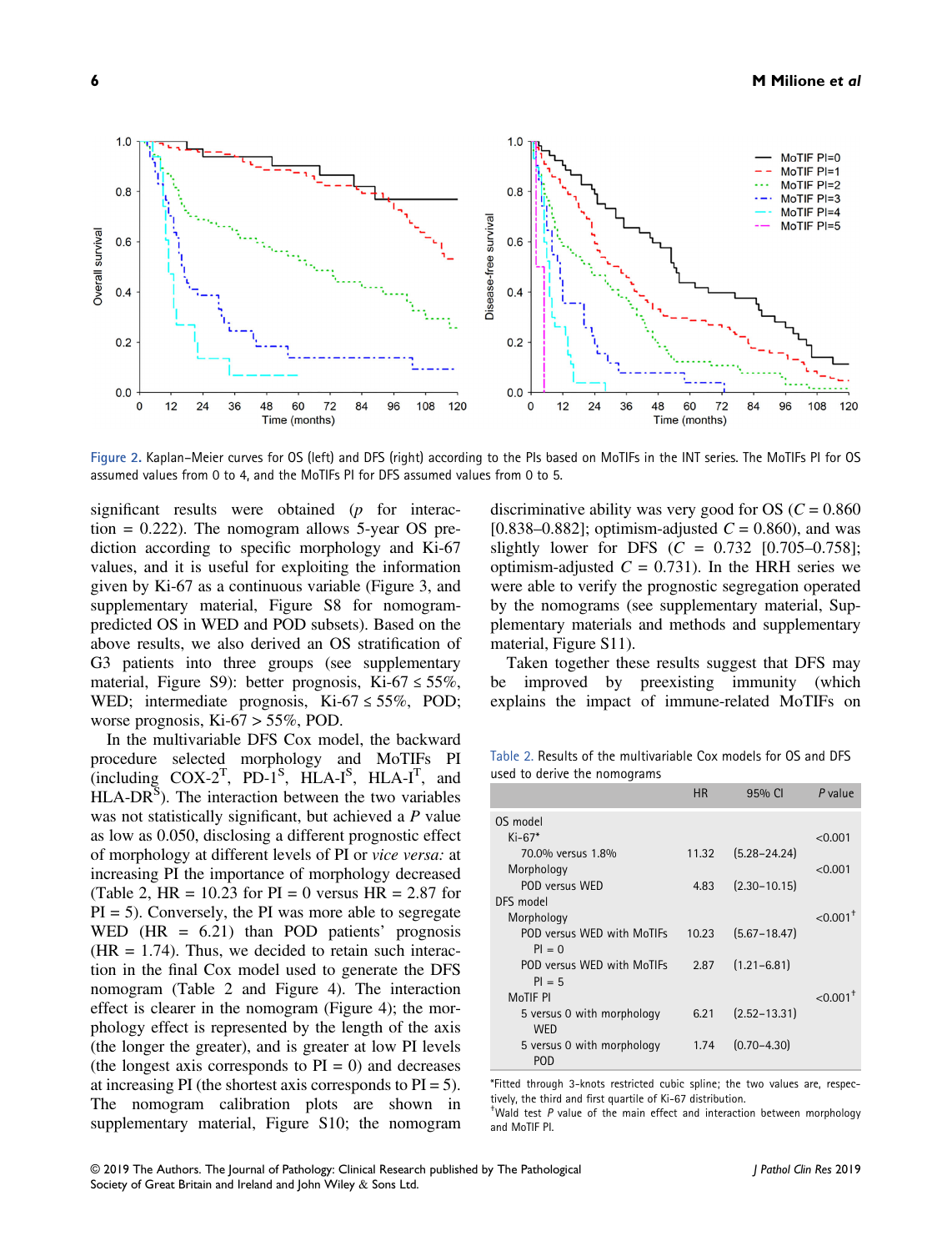Figure 2. Kaplan–Meier curves for OS (left) and DFS (right) according to the PIs based on MoTIFs in the INT series. The MoTIFs PI for OS assumed values from 0 to 4, and the MoTIFs PI for DFS assumed values from 0 to 5.

significant results were obtained ($p$ for interaction = 0.222). The nomogram allows 5-year OS prediction according to specific morphology and Ki-67 values, and it is useful for exploiting the information given by Ki-67 as a continuous variable (Figure 3, and supplementary material, Figure S8 for nomogram-predicted OS in WED and POD subsets). Based on the above results, we also derived an OS stratification of G3 patients into three groups (see supplementary material, Figure S9): better prognosis, Ki-67 ≤ 55%, WED; intermediate prognosis, Ki-67 ≤ 55%, POD; worse prognosis, Ki-67 > 55%, POD.

In the multivariable DFS Cox model, the backward procedure selected morphology and MoTIFs PI (including COX-2$^{T}$, PD-1$^{S}$, HLA-I$^{S}$, HLA-I$^{T}$, and HLA-DR$^{S}$). The interaction between the two variables was not statistically significant, but achieved a $P$ value as low as 0.050, disclosing a different prognostic effect of morphology at different levels of PI or *vice versa:* at increasing PI the importance of morphology decreased (Table 2, HR = 10.23 for PI = 0 versus HR = 2.87 for PI = 5). Conversely, the PI was more able to segregate WED (HR = 6.21) than POD patients' prognosis (HR = 1.74). Thus, we decided to retain such interaction in the final Cox model used to generate the DFS nomogram (Table 2 and Figure 4). The interaction effect is clearer in the nomogram (Figure 4); the morphology effect is represented by the length of the axis (the longer the greater), and is greater at low PI levels (the longest axis corresponds to PI = 0) and decreases at increasing PI (the shortest axis corresponds to PI = 5). The nomogram calibration plots are shown in supplementary material, Figure S10; the nomogram discriminative ability was very good for OS ($C$ = 0.860 [0.838–0.882]; optimism-adjusted $C$ = 0.860), and was slightly lower for DFS ($C$ = 0.732 [0.705–0.758]; optimism-adjusted $C$ = 0.731). In the HRH series we were able to verify the prognostic segregation operated by the nomograms (see supplementary material, Supplementary materials and methods and supplementary material, Figure S11).

Taken together these results suggest that DFS may be improved by preexisting immunity (which explains the impact of immune-related MoTIFs on

Table 2. Results of the multivariable Cox models for OS and DFS used to derive the nomograms

| | HR | 95% CI | *P* value |
|---|---|---|---|
| OS model | | | |
| Ki-67* | | | <0.001 |
| 70.0% versus 1.8% | 11.32 | (5.28–24.24) | |
| Morphology | | | <0.001 |
| POD versus WED | 4.83 | (2.30–10.15) | |
| DFS model | | | |
| Morphology | | | <0.001† |
| POD versus WED with MoTIFs PI = 0 | 10.23 | (5.67–18.47) | |
| POD versus WED with MoTIFs PI = 5 | 2.87 | (1.21–6.81) | |
| MoTIF PI | | | <0.001† |
| 5 versus 0 with morphology WED | 6.21 | (2.52–13.31) | |
| 5 versus 0 with morphology POD | 1.74 | (0.70–4.30) | |

*Fitted through 3-knots restricted cubic spline; the two values are, respectively, the third and first quartile of Ki-67 distribution.
†Wald test $P$ value of the main effect and interaction between morphology and MoTIF PI.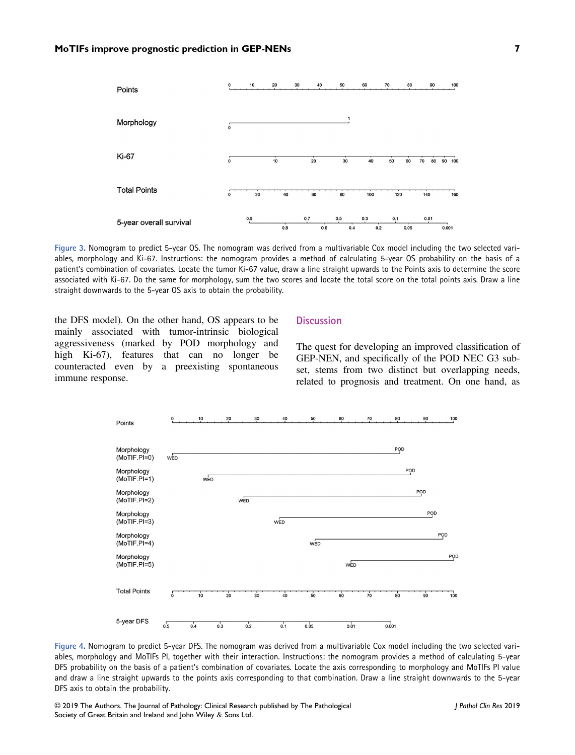Figure 3. Nomogram to predict 5-year OS. The nomogram was derived from a multivariable Cox model including the two selected variables, morphology and Ki-67. Instructions: the nomogram provides a method of calculating 5-year OS probability on the basis of a patient's combination of covariates. Locate the tumor Ki-67 value, draw a line straight upwards to the Points axis to determine the score associated with Ki-67. Do the same for morphology, sum the two scores and locate the total score on the total points axis. Draw a line straight downwards to the 5-year OS axis to obtain the probability.

the DFS model). On the other hand, OS appears to be mainly associated with tumor-intrinsic biological aggressiveness (marked by POD morphology and high Ki-67), features that can no longer be counteracted even by a preexisting spontaneous immune response.

## Discussion

The quest for developing an improved classification of GEP-NEN, and specifically of the POD NEC G3 subset, stems from two distinct but overlapping needs, related to prognosis and treatment. On one hand, as

Figure 4. Nomogram to predict 5-year DFS. The nomogram was derived from a multivariable Cox model including the two selected variables, morphology and MoTIFs PI, together with their interaction. Instructions: the nomogram provides a method of calculating 5-year DFS probability on the basis of a patient's combination of covariates. Locate the axis corresponding to morphology and MoTIFs PI value and draw a line straight upwards to the points axis corresponding to that combination. Draw a line straight downwards to the 5-year DFS axis to obtain the probability.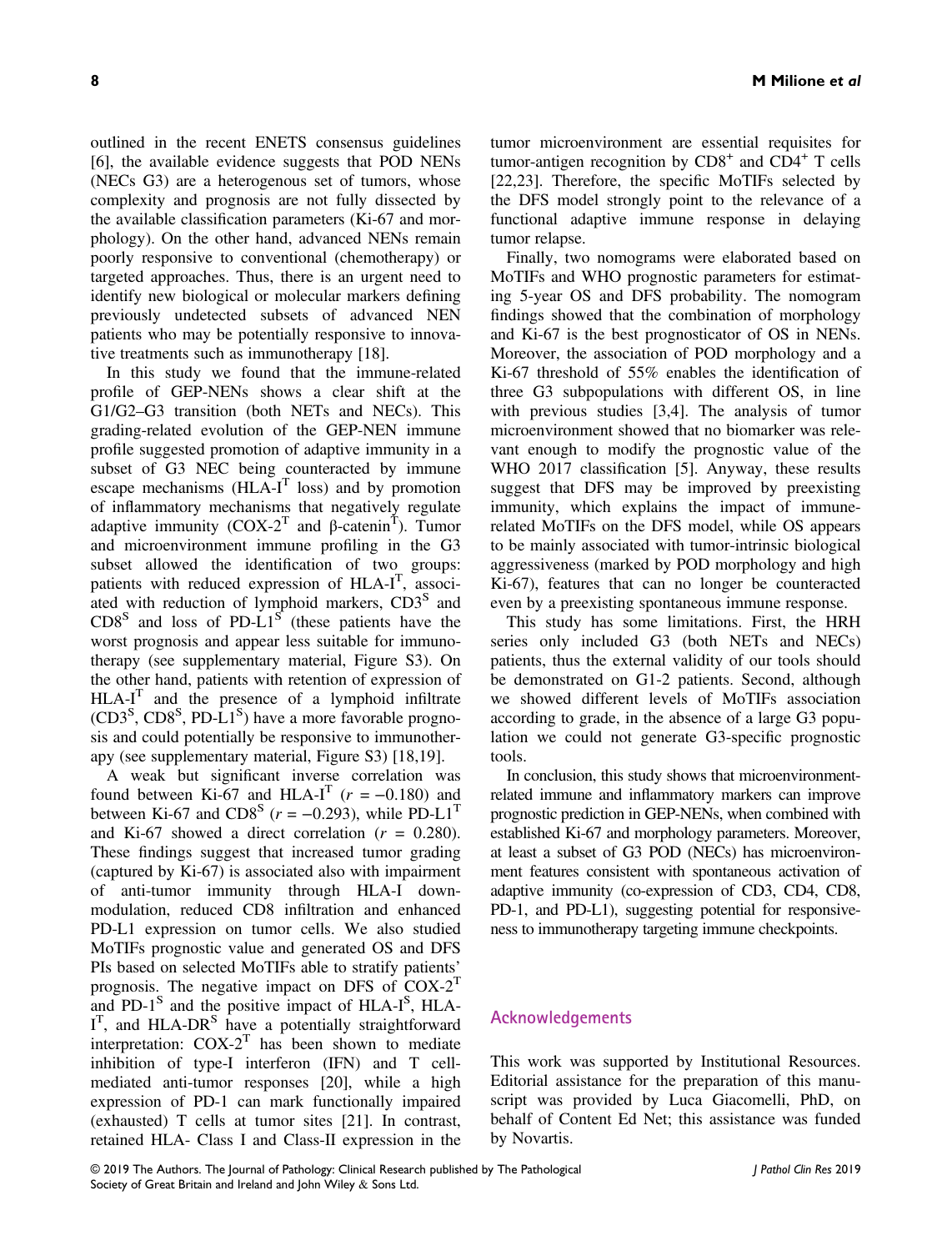outlined in the recent ENETS consensus guidelines [6], the available evidence suggests that POD NENs (NECs G3) are a heterogenous set of tumors, whose complexity and prognosis are not fully dissected by the available classification parameters (Ki-67 and morphology). On the other hand, advanced NENs remain poorly responsive to conventional (chemotherapy) or targeted approaches. Thus, there is an urgent need to identify new biological or molecular markers defining previously undetected subsets of advanced NEN patients who may be potentially responsive to innovative treatments such as immunotherapy [18].

In this study we found that the immune-related profile of GEP-NENs shows a clear shift at the G1/G2–G3 transition (both NETs and NECs). This grading-related evolution of the GEP-NEN immune profile suggested promotion of adaptive immunity in a subset of G3 NEC being counteracted by immune escape mechanisms (HLA-$I^T$ loss) and by promotion of inflammatory mechanisms that negatively regulate adaptive immunity (COX-$2^T$ and β-$catenin^T$). Tumor and microenvironment immune profiling in the G3 subset allowed the identification of two groups: patients with reduced expression of HLA-$I^T$, associated with reduction of lymphoid markers, $CD3^S$ and $CD8^S$ and loss of PD-$L1^S$ (these patients have the worst prognosis and appear less suitable for immunotherapy (see supplementary material, Figure S3). On the other hand, patients with retention of expression of HLA-$I^T$ and the presence of a lymphoid infiltrate ($CD3^S$, $CD8^S$, PD-$L1^S$) have a more favorable prognosis and could potentially be responsive to immunotherapy (see supplementary material, Figure S3) [18,19].

A weak but significant inverse correlation was found between Ki-67 and HLA-$I^T$ ($r = -0.180$) and between Ki-67 and $CD8^S$ ($r = -0.293$), while PD-$L1^T$ and Ki-67 showed a direct correlation ($r = 0.280$). These findings suggest that increased tumor grading (captured by Ki-67) is associated also with impairment of anti-tumor immunity through HLA-I down-modulation, reduced CD8 infiltration and enhanced PD-L1 expression on tumor cells. We also studied MoTIFs prognostic value and generated OS and DFS PIs based on selected MoTIFs able to stratify patients' prognosis. The negative impact on DFS of COX-$2^T$ and PD-$1^S$ and the positive impact of HLA-$I^S$, HLA-$I^T$, and HLA-$DR^S$ have a potentially straightforward interpretation: COX-$2^T$ has been shown to mediate inhibition of type-I interferon (IFN) and T cell-mediated anti-tumor responses [20], while a high expression of PD-1 can mark functionally impaired (exhausted) T cells at tumor sites [21]. In contrast, retained HLA- Class I and Class-II expression in the tumor microenvironment are essential requisites for tumor-antigen recognition by $CD8^+$ and $CD4^+$ T cells [22,23]. Therefore, the specific MoTIFs selected by the DFS model strongly point to the relevance of a functional adaptive immune response in delaying tumor relapse.

Finally, two nomograms were elaborated based on MoTIFs and WHO prognostic parameters for estimating 5-year OS and DFS probability. The nomogram findings showed that the combination of morphology and Ki-67 is the best prognosticator of OS in NENs. Moreover, the association of POD morphology and a Ki-67 threshold of 55% enables the identification of three G3 subpopulations with different OS, in line with previous studies [3,4]. The analysis of tumor microenvironment showed that no biomarker was relevant enough to modify the prognostic value of the WHO 2017 classification [5]. Anyway, these results suggest that DFS may be improved by preexisting immunity, which explains the impact of immune-related MoTIFs on the DFS model, while OS appears to be mainly associated with tumor-intrinsic biological aggressiveness (marked by POD morphology and high Ki-67), features that can no longer be counteracted even by a preexisting spontaneous immune response.

This study has some limitations. First, the HRH series only included G3 (both NETs and NECs) patients, thus the external validity of our tools should be demonstrated on G1-2 patients. Second, although we showed different levels of MoTIFs association according to grade, in the absence of a large G3 population we could not generate G3-specific prognostic tools.

In conclusion, this study shows that microenvironment-related immune and inflammatory markers can improve prognostic prediction in GEP-NENs, when combined with established Ki-67 and morphology parameters. Moreover, at least a subset of G3 POD (NECs) has microenvironment features consistent with spontaneous activation of adaptive immunity (co-expression of CD3, CD4, CD8, PD-1, and PD-L1), suggesting potential for responsiveness to immunotherapy targeting immune checkpoints.

## Acknowledgements

This work was supported by Institutional Resources. Editorial assistance for the preparation of this manuscript was provided by Luca Giacomelli, PhD, on behalf of Content Ed Net; this assistance was funded by Novartis.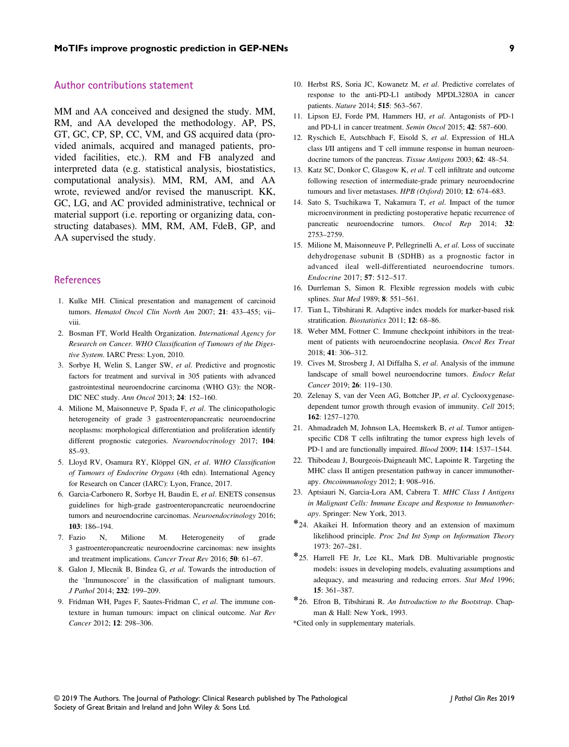## Author contributions statement

MM and AA conceived and designed the study. MM, RM, and AA developed the methodology. AP, PS, GT, GC, CP, SP, CC, VM, and GS acquired data (provided animals, acquired and managed patients, provided facilities, etc.). RM and FB analyzed and interpreted data (e.g. statistical analysis, biostatistics, computational analysis). MM, RM, AM, and AA wrote, reviewed and/or revised the manuscript. KK, GC, LG, and AC provided administrative, technical or material support (i.e. reporting or organizing data, constructing databases). MM, RM, AM, FdeB, GP, and AA supervised the study.

## References

1. Kulke MH. Clinical presentation and management of carcinoid tumors. *Hematol Oncol Clin North Am* 2007; **21**: 433–455; vii–viii.
2. Bosman FT, World Health Organization. *International Agency for Research on Cancer. WHO Classification of Tumours of the Digestive System*. IARC Press: Lyon, 2010.
3. Sorbye H, Welin S, Langer SW, *et al*. Predictive and prognostic factors for treatment and survival in 305 patients with advanced gastrointestinal neuroendocrine carcinoma (WHO G3): the NORDIC NEC study. *Ann Oncol* 2013; **24**: 152–160.
4. Milione M, Maisonneuve P, Spada F, *et al*. The clinicopathologic heterogeneity of grade 3 gastroenteropancreatic neuroendocrine neoplasms: morphological differentiation and proliferation identify different prognostic categories. *Neuroendocrinology* 2017; **104**: 85–93.
5. Lloyd RV, Osamura RY, Klöppel GN, *et al*. *WHO Classification of Tumours of Endocrine Organs* (4th edn). International Agency for Research on Cancer (IARC): Lyon, France, 2017.
6. Garcia-Carbonero R, Sorbye H, Baudin E, *et al*. ENETS consensus guidelines for high-grade gastroenteropancreatic neuroendocrine tumors and neuroendocrine carcinomas. *Neuroendocrinology* 2016; **103**: 186–194.
7. Fazio N, Milione M. Heterogeneity of grade 3 gastroenteropancreatic neuroendocrine carcinomas: new insights and treatment implications. *Cancer Treat Rev* 2016; **50**: 61–67.
8. Galon J, Mlecnik B, Bindea G, *et al*. Towards the introduction of the 'Immunoscore' in the classification of malignant tumours. *J Pathol* 2014; **232**: 199–209.
9. Fridman WH, Pages F, Sautes-Fridman C, *et al*. The immune contexture in human tumours: impact on clinical outcome. *Nat Rev Cancer* 2012; **12**: 298–306.
10. Herbst RS, Soria JC, Kowanetz M, *et al*. Predictive correlates of response to the anti-PD-L1 antibody MPDL3280A in cancer patients. *Nature* 2014; **515**: 563–567.
11. Lipson EJ, Forde PM, Hammers HJ, *et al*. Antagonists of PD-1 and PD-L1 in cancer treatment. *Semin Oncol* 2015; **42**: 587–600.
12. Ryschich E, Autschbach F, Eisold S, *et al*. Expression of HLA class I/II antigens and T cell immune response in human neuroendocrine tumors of the pancreas. *Tissue Antigens* 2003; **62**: 48–54.
13. Katz SC, Donkor C, Glasgow K, *et al*. T cell infiltrate and outcome following resection of intermediate-grade primary neuroendocrine tumours and liver metastases. *HPB (Oxford)* 2010; **12**: 674–683.
14. Sato S, Tsuchikawa T, Nakamura T, *et al*. Impact of the tumor microenvironment in predicting postoperative hepatic recurrence of pancreatic neuroendocrine tumors. *Oncol Rep* 2014; **32**: 2753–2759.
15. Milione M, Maisonneuve P, Pellegrinelli A, *et al*. Loss of succinate dehydrogenase subunit B (SDHB) as a prognostic factor in advanced ileal well-differentiated neuroendocrine tumors. *Endocrine* 2017; **57**: 512–517.
16. Durrleman S, Simon R. Flexible regression models with cubic splines. *Stat Med* 1989; **8**: 551–561.
17. Tian L, Tibshirani R. Adaptive index models for marker-based risk stratification. *Biostatistics* 2011; **12**: 68–86.
18. Weber MM, Fottner C. Immune checkpoint inhibitors in the treatment of patients with neuroendocrine neoplasia. *Oncol Res Treat* 2018; **41**: 306–312.
19. Cives M, Strosberg J, Al Diffalha S, *et al*. Analysis of the immune landscape of small bowel neuroendocrine tumors. *Endocr Relat Cancer* 2019; **26**: 119–130.
20. Zelenay S, van der Veen AG, Bottcher JP, *et al*. Cyclooxygenase-dependent tumor growth through evasion of immunity. *Cell* 2015; **162**: 1257–1270.
21. Ahmadzadeh M, Johnson LA, Heemskerk B, *et al*. Tumor antigen-specific CD8 T cells infiltrating the tumor express high levels of PD-1 and are functionally impaired. *Blood* 2009; **114**: 1537–1544.
22. Thibodeau J, Bourgeois-Daigneault MC, Lapointe R. Targeting the MHC class II antigen presentation pathway in cancer immunotherapy. *Oncoimmunology* 2012; **1**: 908–916.
23. Aptsiauri N, Garcia-Lora AM, Cabrera T. *MHC Class I Antigens in Malignant Cells: Immune Escape and Response to Immunotherapy*. Springer: New York, 2013.
24. *Akaikei H. Information theory and an extension of maximum likelihood principle. *Proc 2nd Int Symp on Information Theory* 1973: 267–281.
25. *Harrell FE Jr, Lee KL, Mark DB. Multivariable prognostic models: issues in developing models, evaluating assumptions and adequacy, and measuring and reducing errors. *Stat Med* 1996; **15**: 361–387.
26. *Efron B, Tibshirani R. *An Introduction to the Bootstrap*. Chapman & Hall: New York, 1993.

*Cited only in supplementary materials.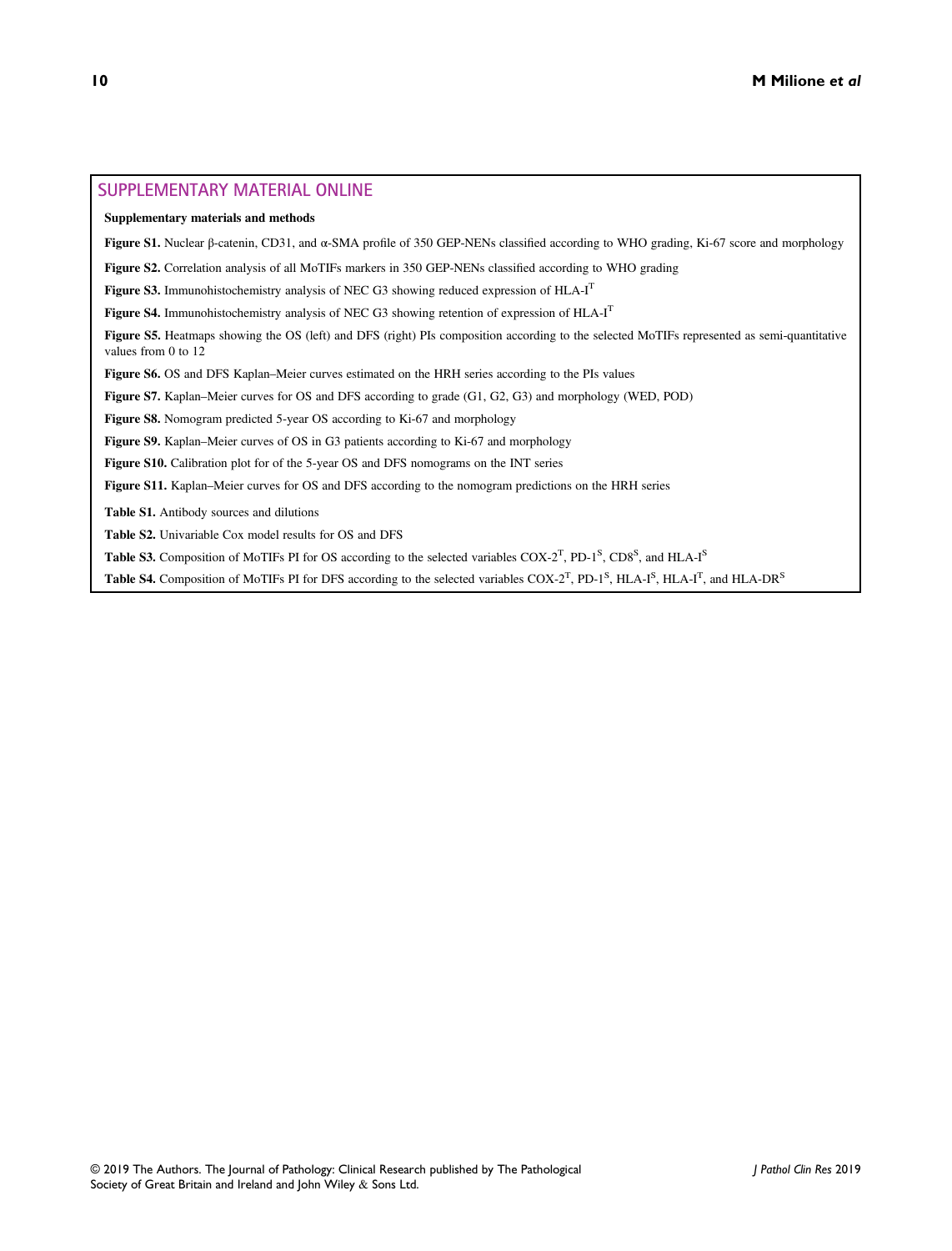## SUPPLEMENTARY MATERIAL ONLINE

**Supplementary materials and methods**

**Figure S1.** Nuclear β-catenin, CD31, and α-SMA profile of 350 GEP-NENs classified according to WHO grading, Ki-67 score and morphology

**Figure S2.** Correlation analysis of all MoTIFs markers in 350 GEP-NENs classified according to WHO grading

**Figure S3.** Immunohistochemistry analysis of NEC G3 showing reduced expression of HLA-$I^T$

**Figure S4.** Immunohistochemistry analysis of NEC G3 showing retention of expression of HLA-$I^T$

**Figure S5.** Heatmaps showing the OS (left) and DFS (right) PIs composition according to the selected MoTIFs represented as semi-quantitative values from 0 to 12

**Figure S6.** OS and DFS Kaplan–Meier curves estimated on the HRH series according to the PIs values

**Figure S7.** Kaplan–Meier curves for OS and DFS according to grade (G1, G2, G3) and morphology (WED, POD)

**Figure S8.** Nomogram predicted 5-year OS according to Ki-67 and morphology

**Figure S9.** Kaplan–Meier curves of OS in G3 patients according to Ki-67 and morphology

**Figure S10.** Calibration plot for of the 5-year OS and DFS nomograms on the INT series

**Figure S11.** Kaplan–Meier curves for OS and DFS according to the nomogram predictions on the HRH series

**Table S1.** Antibody sources and dilutions

**Table S2.** Univariable Cox model results for OS and DFS

**Table S3.** Composition of MoTIFs PI for OS according to the selected variables COX-$2^T$, PD-$1^S$, $CD8^S$, and HLA-$I^S$

**Table S4.** Composition of MoTIFs PI for DFS according to the selected variables COX-$2^T$, PD-$1^S$, HLA-$I^S$, HLA-$I^T$, and HLA-$DR^S$